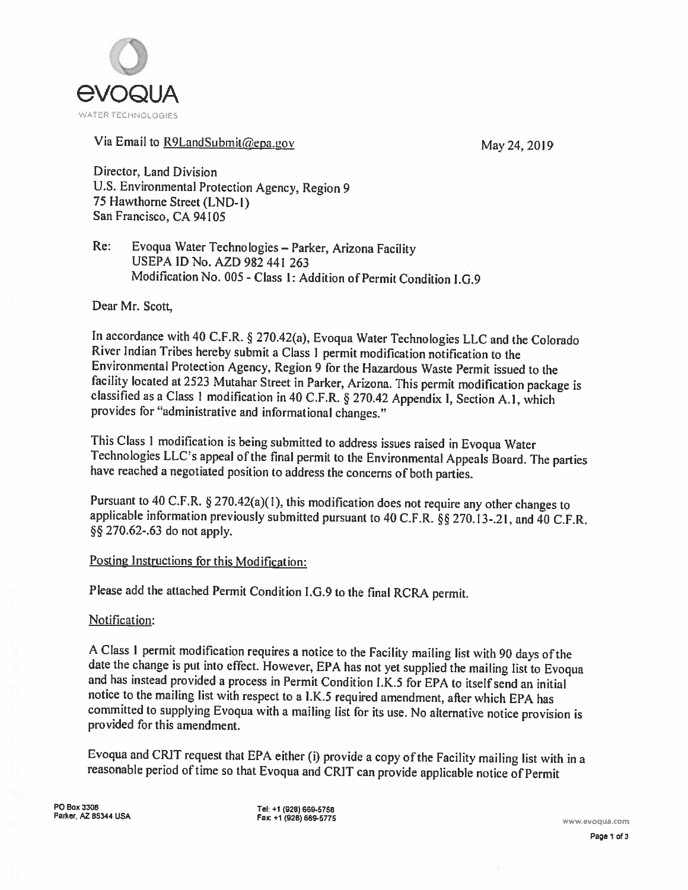evoqua
WATER TECHNOLOGIES

Via Email to R9LandSubmit@epa.gov

May 24, 2019

Director, Land Division
U.S. Environmental Protection Agency, Region 9
75 Hawthorne Street (LND-1)
San Francisco, CA 94105

Re: Evoqua Water Technologies – Parker, Arizona Facility
USEPA ID No. AZD 982 441 263
Modification No. 005 - Class 1: Addition of Permit Condition I.G.9

Dear Mr. Scott,

In accordance with 40 C.F.R. § 270.42(a), Evoqua Water Technologies LLC and the Colorado River Indian Tribes hereby submit a Class 1 permit modification notification to the Environmental Protection Agency, Region 9 for the Hazardous Waste Permit issued to the facility located at 2523 Mutahar Street in Parker, Arizona. This permit modification package is classified as a Class 1 modification in 40 C.F.R. § 270.42 Appendix I, Section A.1, which provides for "administrative and informational changes."

This Class 1 modification is being submitted to address issues raised in Evoqua Water Technologies LLC's appeal of the final permit to the Environmental Appeals Board. The parties have reached a negotiated position to address the concerns of both parties.

Pursuant to 40 C.F.R. § 270.42(a)(1), this modification does not require any other changes to applicable information previously submitted pursuant to 40 C.F.R. §§ 270.13-.21, and 40 C.F.R. §§ 270.62-.63 do not apply.

Posting Instructions for this Modification:

Please add the attached Permit Condition I.G.9 to the final RCRA permit.

Notification:

A Class 1 permit modification requires a notice to the Facility mailing list with 90 days of the date the change is put into effect. However, EPA has not yet supplied the mailing list to Evoqua and has instead provided a process in Permit Condition I.K.5 for EPA to itself send an initial notice to the mailing list with respect to a I.K.5 required amendment, after which EPA has committed to supplying Evoqua with a mailing list for its use. No alternative notice provision is provided for this amendment.

Evoqua and CRIT request that EPA either (i) provide a copy of the Facility mailing list with in a reasonable period of time so that Evoqua and CRIT can provide applicable notice of Permit

PO Box 3308
Parker, AZ 85344 USA

Tel: +1 (928) 669-5758
Fax: +1 (928) 669-5775

www.evoqua.com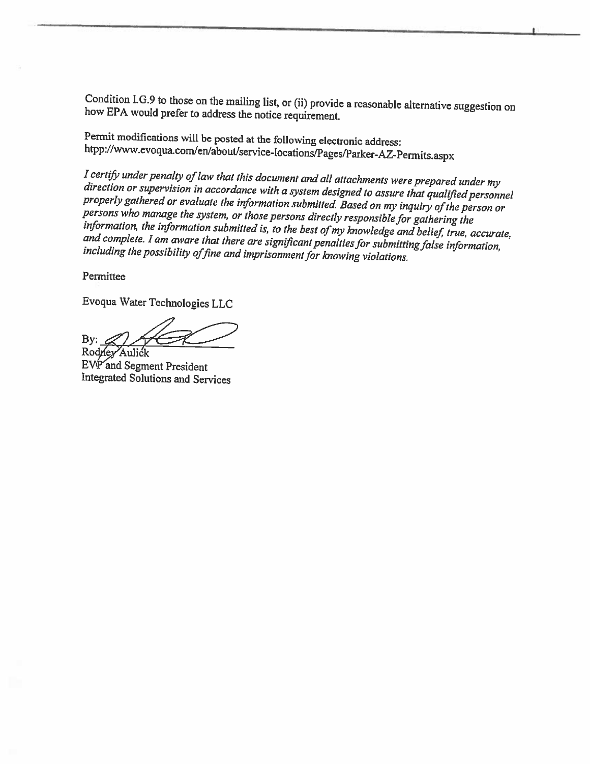Condition I.G.9 to those on the mailing list, or (ii) provide a reasonable alternative suggestion on how EPA would prefer to address the notice requirement.

Permit modifications will be posted at the following electronic address: htpp://www.evoqua.com/en/about/service-locations/Pages/Parker-AZ-Permits.aspx

*I certify under penalty of law that this document and all attachments were prepared under my direction or supervision in accordance with a system designed to assure that qualified personnel properly gathered or evaluate the information submitted. Based on my inquiry of the person or persons who manage the system, or those persons directly responsible for gathering the information, the information submitted is, to the best of my knowledge and belief, true, accurate, and complete. I am aware that there are significant penalties for submitting false information, including the possibility of fine and imprisonment for knowing violations.*

Permittee

Evoqua Water Technologies LLC

By: ______________________

Rodney Aulick
EVP and Segment President
Integrated Solutions and Services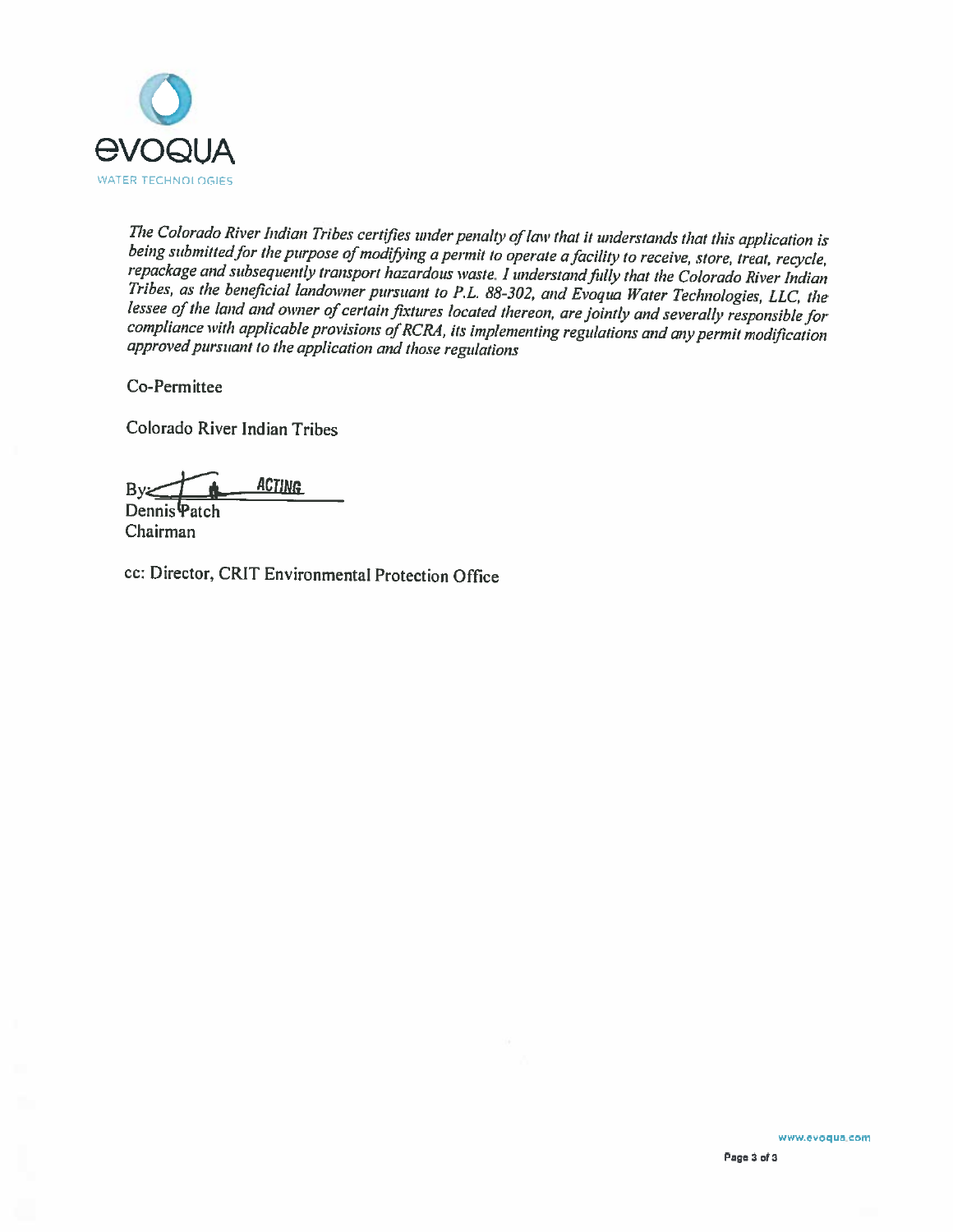*The Colorado River Indian Tribes certifies under penalty of law that it understands that this application is being submitted for the purpose of modifying a permit to operate a facility to receive, store, treat, recycle, repackage and subsequently transport hazardous waste. I understand fully that the Colorado River Indian Tribes, as the beneficial landowner pursuant to P.L. 88-302, and Evoqua Water Technologies, LLC, the lessee of the land and owner of certain fixtures located thereon, are jointly and severally responsible for compliance with applicable provisions of RCRA, its implementing regulations and any permit modification approved pursuant to the application and those regulations*

Co-Permittee

Colorado River Indian Tribes

By: ________ ACTING

Dennis Patch

Chairman

cc: Director, CRIT Environmental Protection Office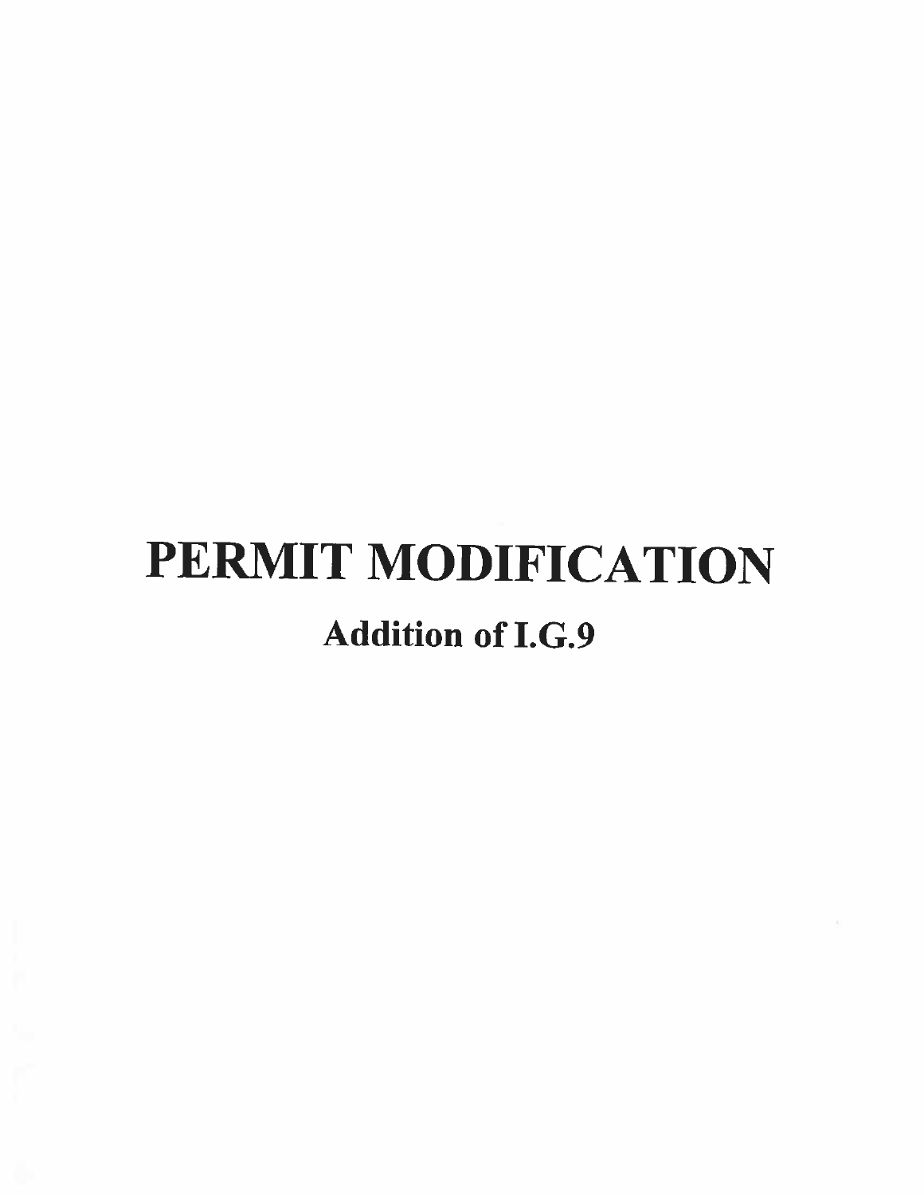# PERMIT MODIFICATION

## Addition of I.G.9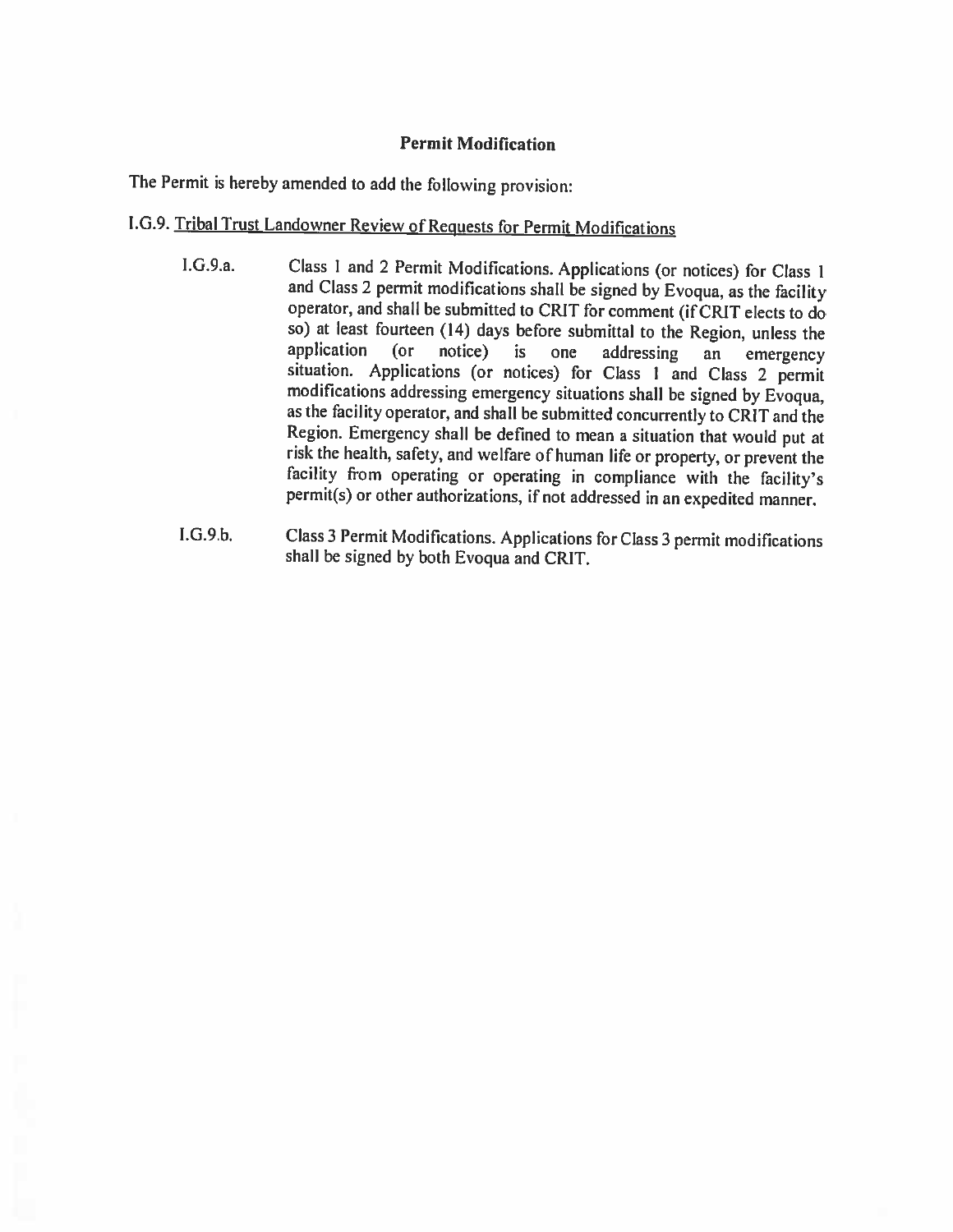## Permit Modification

The Permit is hereby amended to add the following provision:

### I.G.9. Tribal Trust Landowner Review of Requests for Permit Modifications

I.G.9.a. Class 1 and 2 Permit Modifications. Applications (or notices) for Class 1 and Class 2 permit modifications shall be signed by Evoqua, as the facility operator, and shall be submitted to CRIT for comment (if CRIT elects to do so) at least fourteen (14) days before submittal to the Region, unless the application (or notice) is one addressing an emergency situation. Applications (or notices) for Class 1 and Class 2 permit modifications addressing emergency situations shall be signed by Evoqua, as the facility operator, and shall be submitted concurrently to CRIT and the Region. Emergency shall be defined to mean a situation that would put at risk the health, safety, and welfare of human life or property, or prevent the facility from operating or operating in compliance with the facility's permit(s) or other authorizations, if not addressed in an expedited manner.

I.G.9.b. Class 3 Permit Modifications. Applications for Class 3 permit modifications shall be signed by both Evoqua and CRIT.